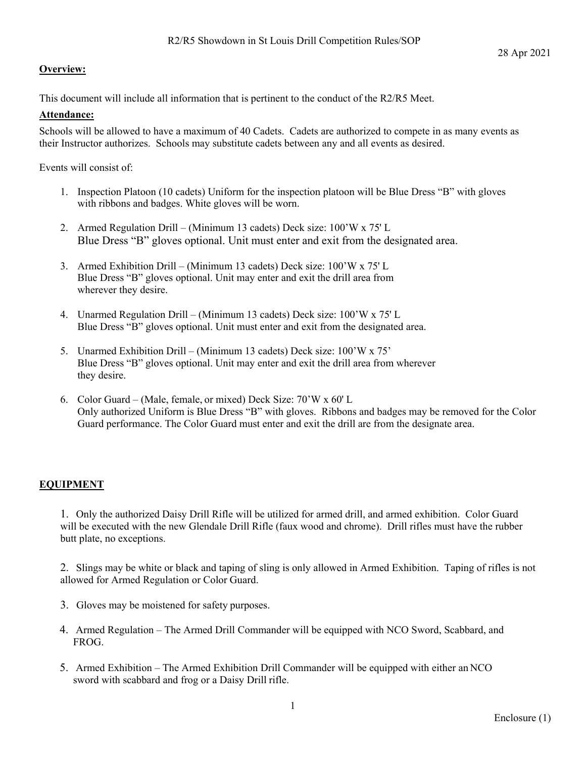R2/R5 Showdown in St Louis Drill Competition Rules/SOP

28 Apr 2021

**Overview:**

This document will include all information that is pertinent to the conduct of the R2/R5 Meet.

**Attendance:**

Schools will be allowed to have a maximum of 40 Cadets. Cadets are authorized to compete in as many events as their Instructor authorizes. Schools may substitute cadets between any and all events as desired.

Events will consist of:

1. Inspection Platoon (10 cadets) Uniform for the inspection platoon will be Blue Dress "B" with gloves with ribbons and badges. White gloves will be worn.
2. Armed Regulation Drill – (Minimum 13 cadets) Deck size: 100'W x 75' L
   Blue Dress "B" gloves optional. Unit must enter and exit from the designated area.
3. Armed Exhibition Drill – (Minimum 13 cadets) Deck size: 100'W x 75' L
   Blue Dress "B" gloves optional. Unit may enter and exit the drill area from wherever they desire.
4. Unarmed Regulation Drill – (Minimum 13 cadets) Deck size: 100'W x 75' L
   Blue Dress "B" gloves optional. Unit must enter and exit from the designated area.
5. Unarmed Exhibition Drill – (Minimum 13 cadets) Deck size: 100'W x 75'
   Blue Dress "B" gloves optional. Unit may enter and exit the drill area from wherever they desire.
6. Color Guard – (Male, female, or mixed) Deck Size: 70'W x 60' L
   Only authorized Uniform is Blue Dress "B" with gloves. Ribbons and badges may be removed for the Color Guard performance. The Color Guard must enter and exit the drill are from the designate area.

**EQUIPMENT**

1. Only the authorized Daisy Drill Rifle will be utilized for armed drill, and armed exhibition. Color Guard will be executed with the new Glendale Drill Rifle (faux wood and chrome). Drill rifles must have the rubber butt plate, no exceptions.
2. Slings may be white or black and taping of sling is only allowed in Armed Exhibition. Taping of rifles is not allowed for Armed Regulation or Color Guard.
3. Gloves may be moistened for safety purposes.
4. Armed Regulation – The Armed Drill Commander will be equipped with NCO Sword, Scabbard, and FROG.
5. Armed Exhibition – The Armed Exhibition Drill Commander will be equipped with either an NCO sword with scabbard and frog or a Daisy Drill rifle.

Enclosure (1)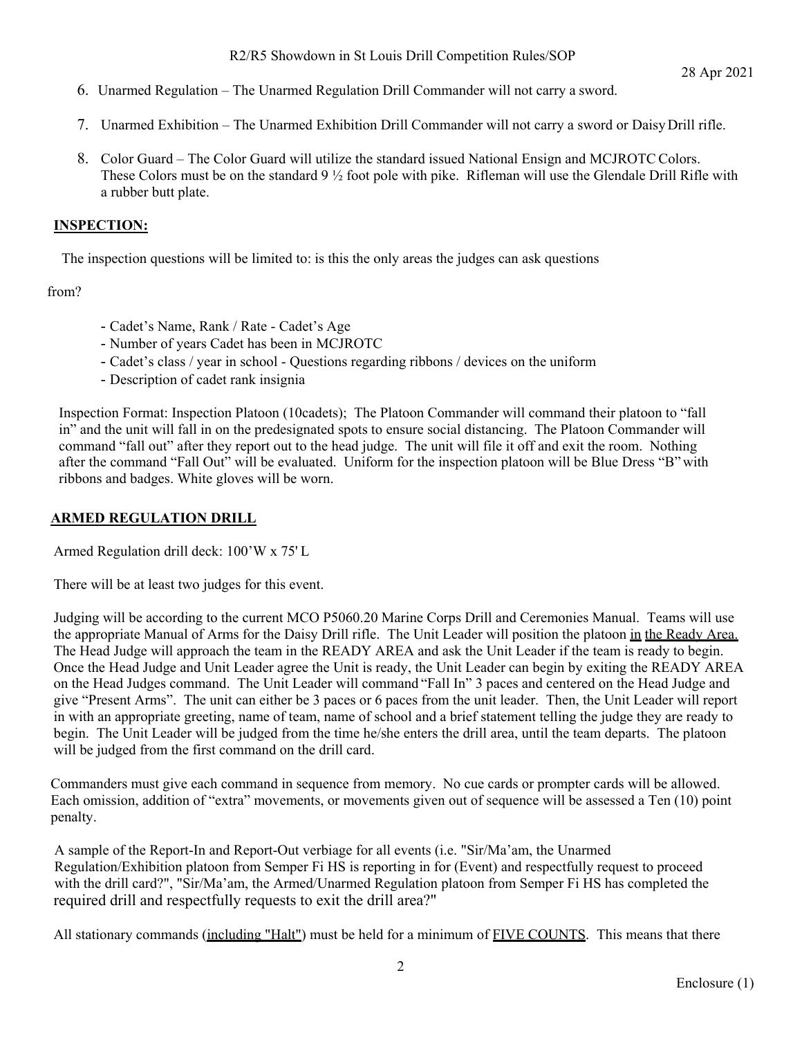6. Unarmed Regulation – The Unarmed Regulation Drill Commander will not carry a sword.

7. Unarmed Exhibition – The Unarmed Exhibition Drill Commander will not carry a sword or Daisy Drill rifle.

8. Color Guard – The Color Guard will utilize the standard issued National Ensign and MCJROTC Colors. These Colors must be on the standard 9 ½ foot pole with pike. Rifleman will use the Glendale Drill Rifle with a rubber butt plate.

## INSPECTION:

The inspection questions will be limited to: is this the only areas the judges can ask questions

from?

- Cadet's Name, Rank / Rate - Cadet's Age
- Number of years Cadet has been in MCJROTC
- Cadet's class / year in school - Questions regarding ribbons / devices on the uniform
- Description of cadet rank insignia

Inspection Format: Inspection Platoon (10cadets); The Platoon Commander will command their platoon to "fall in" and the unit will fall in on the predesignated spots to ensure social distancing. The Platoon Commander will command "fall out" after they report out to the head judge. The unit will file it off and exit the room. Nothing after the command "Fall Out" will be evaluated. Uniform for the inspection platoon will be Blue Dress "B" with ribbons and badges. White gloves will be worn.

## ARMED REGULATION DRILL

Armed Regulation drill deck: 100'W x 75' L

There will be at least two judges for this event.

Judging will be according to the current MCO P5060.20 Marine Corps Drill and Ceremonies Manual. Teams will use the appropriate Manual of Arms for the Daisy Drill rifle. The Unit Leader will position the platoon in the Ready Area. The Head Judge will approach the team in the READY AREA and ask the Unit Leader if the team is ready to begin. Once the Head Judge and Unit Leader agree the Unit is ready, the Unit Leader can begin by exiting the READY AREA on the Head Judges command. The Unit Leader will command "Fall In" 3 paces and centered on the Head Judge and give "Present Arms". The unit can either be 3 paces or 6 paces from the unit leader. Then, the Unit Leader will report in with an appropriate greeting, name of team, name of school and a brief statement telling the judge they are ready to begin. The Unit Leader will be judged from the time he/she enters the drill area, until the team departs. The platoon will be judged from the first command on the drill card.

Commanders must give each command in sequence from memory. No cue cards or prompter cards will be allowed. Each omission, addition of "extra" movements, or movements given out of sequence will be assessed a Ten (10) point penalty.

A sample of the Report-In and Report-Out verbiage for all events (i.e. "Sir/Ma'am, the Unarmed Regulation/Exhibition platoon from Semper Fi HS is reporting in for (Event) and respectfully request to proceed with the drill card?", "Sir/Ma'am, the Armed/Unarmed Regulation platoon from Semper Fi HS has completed the required drill and respectfully requests to exit the drill area?"

All stationary commands (including "Halt") must be held for a minimum of FIVE COUNTS. This means that there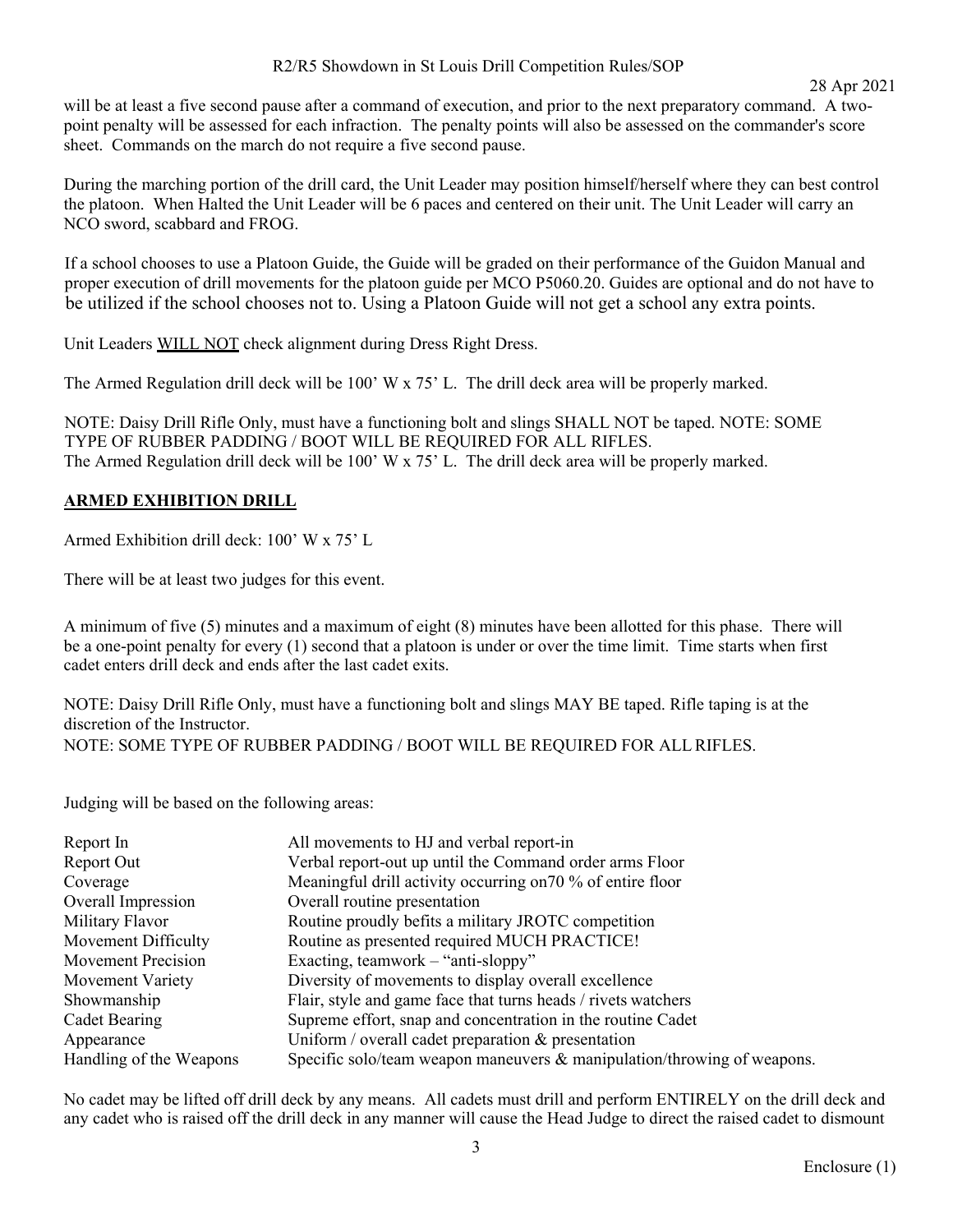will be at least a five second pause after a command of execution, and prior to the next preparatory command. A two-point penalty will be assessed for each infraction. The penalty points will also be assessed on the commander's score sheet. Commands on the march do not require a five second pause.

During the marching portion of the drill card, the Unit Leader may position himself/herself where they can best control the platoon. When Halted the Unit Leader will be 6 paces and centered on their unit. The Unit Leader will carry an NCO sword, scabbard and FROG.

If a school chooses to use a Platoon Guide, the Guide will be graded on their performance of the Guidon Manual and proper execution of drill movements for the platoon guide per MCO P5060.20. Guides are optional and do not have to be utilized if the school chooses not to. Using a Platoon Guide will not get a school any extra points.

Unit Leaders <u>WILL NOT</u> check alignment during Dress Right Dress.

The Armed Regulation drill deck will be 100' W x 75' L. The drill deck area will be properly marked.

NOTE: Daisy Drill Rifle Only, must have a functioning bolt and slings SHALL NOT be taped. NOTE: SOME TYPE OF RUBBER PADDING / BOOT WILL BE REQUIRED FOR ALL RIFLES.
The Armed Regulation drill deck will be 100' W x 75' L. The drill deck area will be properly marked.

## <u>ARMED EXHIBITION DRILL</u>

Armed Exhibition drill deck: 100' W x 75' L

There will be at least two judges for this event.

A minimum of five (5) minutes and a maximum of eight (8) minutes have been allotted for this phase. There will be a one-point penalty for every (1) second that a platoon is under or over the time limit. Time starts when first cadet enters drill deck and ends after the last cadet exits.

NOTE: Daisy Drill Rifle Only, must have a functioning bolt and slings MAY BE taped. Rifle taping is at the discretion of the Instructor.
NOTE: SOME TYPE OF RUBBER PADDING / BOOT WILL BE REQUIRED FOR ALL RIFLES.

Judging will be based on the following areas:

| | |
|---|---|
| Report In | All movements to HJ and verbal report-in |
| Report Out | Verbal report-out up until the Command order arms Floor |
| Coverage | Meaningful drill activity occurring on70 % of entire floor |
| Overall Impression | Overall routine presentation |
| Military Flavor | Routine proudly befits a military JROTC competition |
| Movement Difficulty | Routine as presented required MUCH PRACTICE! |
| Movement Precision | Exacting, teamwork – "anti-sloppy" |
| Movement Variety | Diversity of movements to display overall excellence |
| Showmanship | Flair, style and game face that turns heads / rivets watchers |
| Cadet Bearing | Supreme effort, snap and concentration in the routine Cadet |
| Appearance | Uniform / overall cadet preparation & presentation |
| Handling of the Weapons | Specific solo/team weapon maneuvers & manipulation/throwing of weapons. |

No cadet may be lifted off drill deck by any means. All cadets must drill and perform ENTIRELY on the drill deck and any cadet who is raised off the drill deck in any manner will cause the Head Judge to direct the raised cadet to dismount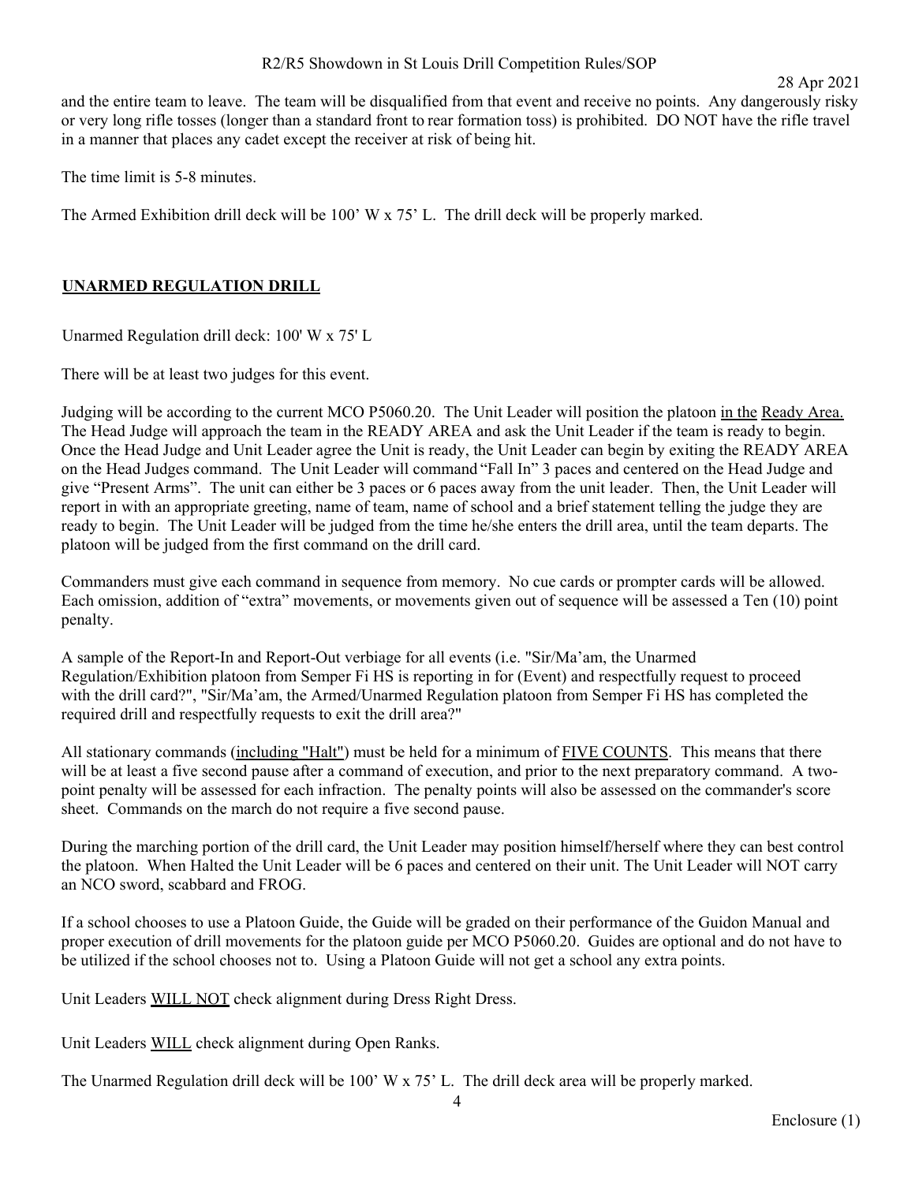and the entire team to leave. The team will be disqualified from that event and receive no points. Any dangerously risky or very long rifle tosses (longer than a standard front to rear formation toss) is prohibited. DO NOT have the rifle travel in a manner that places any cadet except the receiver at risk of being hit.

The time limit is 5-8 minutes.

The Armed Exhibition drill deck will be 100' W x 75' L. The drill deck will be properly marked.

## UNARMED REGULATION DRILL

Unarmed Regulation drill deck: 100' W x 75' L

There will be at least two judges for this event.

Judging will be according to the current MCO P5060.20. The Unit Leader will position the platoon in the Ready Area. The Head Judge will approach the team in the READY AREA and ask the Unit Leader if the team is ready to begin. Once the Head Judge and Unit Leader agree the Unit is ready, the Unit Leader can begin by exiting the READY AREA on the Head Judges command. The Unit Leader will command "Fall In" 3 paces and centered on the Head Judge and give "Present Arms". The unit can either be 3 paces or 6 paces away from the unit leader. Then, the Unit Leader will report in with an appropriate greeting, name of team, name of school and a brief statement telling the judge they are ready to begin. The Unit Leader will be judged from the time he/she enters the drill area, until the team departs. The platoon will be judged from the first command on the drill card.

Commanders must give each command in sequence from memory. No cue cards or prompter cards will be allowed. Each omission, addition of "extra" movements, or movements given out of sequence will be assessed a Ten (10) point penalty.

A sample of the Report-In and Report-Out verbiage for all events (i.e. "Sir/Ma'am, the Unarmed Regulation/Exhibition platoon from Semper Fi HS is reporting in for (Event) and respectfully request to proceed with the drill card?", "Sir/Ma'am, the Armed/Unarmed Regulation platoon from Semper Fi HS has completed the required drill and respectfully requests to exit the drill area?"

All stationary commands (including "Halt") must be held for a minimum of FIVE COUNTS. This means that there will be at least a five second pause after a command of execution, and prior to the next preparatory command. A two-point penalty will be assessed for each infraction. The penalty points will also be assessed on the commander's score sheet. Commands on the march do not require a five second pause.

During the marching portion of the drill card, the Unit Leader may position himself/herself where they can best control the platoon. When Halted the Unit Leader will be 6 paces and centered on their unit. The Unit Leader will NOT carry an NCO sword, scabbard and FROG.

If a school chooses to use a Platoon Guide, the Guide will be graded on their performance of the Guidon Manual and proper execution of drill movements for the platoon guide per MCO P5060.20. Guides are optional and do not have to be utilized if the school chooses not to. Using a Platoon Guide will not get a school any extra points.

Unit Leaders WILL NOT check alignment during Dress Right Dress.

Unit Leaders WILL check alignment during Open Ranks.

The Unarmed Regulation drill deck will be 100' W x 75' L. The drill deck area will be properly marked.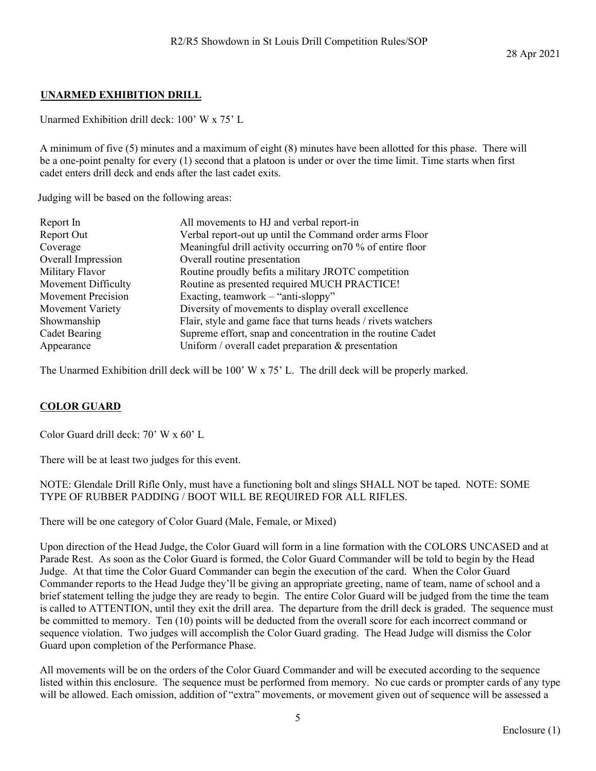## UNARMED EXHIBITION DRILL

Unarmed Exhibition drill deck: 100' W x 75' L

A minimum of five (5) minutes and a maximum of eight (8) minutes have been allotted for this phase. There will be a one-point penalty for every (1) second that a platoon is under or over the time limit. Time starts when first cadet enters drill deck and ends after the last cadet exits.

Judging will be based on the following areas:

| | |
|---|---|
| Report In | All movements to HJ and verbal report-in |
| Report Out | Verbal report-out up until the Command order arms Floor |
| Coverage | Meaningful drill activity occurring on70 % of entire floor |
| Overall Impression | Overall routine presentation |
| Military Flavor | Routine proudly befits a military JROTC competition |
| Movement Difficulty | Routine as presented required MUCH PRACTICE! |
| Movement Precision | Exacting, teamwork – "anti-sloppy" |
| Movement Variety | Diversity of movements to display overall excellence |
| Showmanship | Flair, style and game face that turns heads / rivets watchers |
| Cadet Bearing | Supreme effort, snap and concentration in the routine Cadet |
| Appearance | Uniform / overall cadet preparation & presentation |

The Unarmed Exhibition drill deck will be 100' W x 75' L. The drill deck will be properly marked.

## COLOR GUARD

Color Guard drill deck: 70' W x 60' L

There will be at least two judges for this event.

NOTE: Glendale Drill Rifle Only, must have a functioning bolt and slings SHALL NOT be taped. NOTE: SOME TYPE OF RUBBER PADDING / BOOT WILL BE REQUIRED FOR ALL RIFLES.

There will be one category of Color Guard (Male, Female, or Mixed)

Upon direction of the Head Judge, the Color Guard will form in a line formation with the COLORS UNCASED and at Parade Rest. As soon as the Color Guard is formed, the Color Guard Commander will be told to begin by the Head Judge. At that time the Color Guard Commander can begin the execution of the card. When the Color Guard Commander reports to the Head Judge they'll be giving an appropriate greeting, name of team, name of school and a brief statement telling the judge they are ready to begin. The entire Color Guard will be judged from the time the team is called to ATTENTION, until they exit the drill area. The departure from the drill deck is graded. The sequence must be committed to memory. Ten (10) points will be deducted from the overall score for each incorrect command or sequence violation. Two judges will accomplish the Color Guard grading. The Head Judge will dismiss the Color Guard upon completion of the Performance Phase.

All movements will be on the orders of the Color Guard Commander and will be executed according to the sequence listed within this enclosure. The sequence must be performed from memory. No cue cards or prompter cards of any type will be allowed. Each omission, addition of "extra" movements, or movement given out of sequence will be assessed a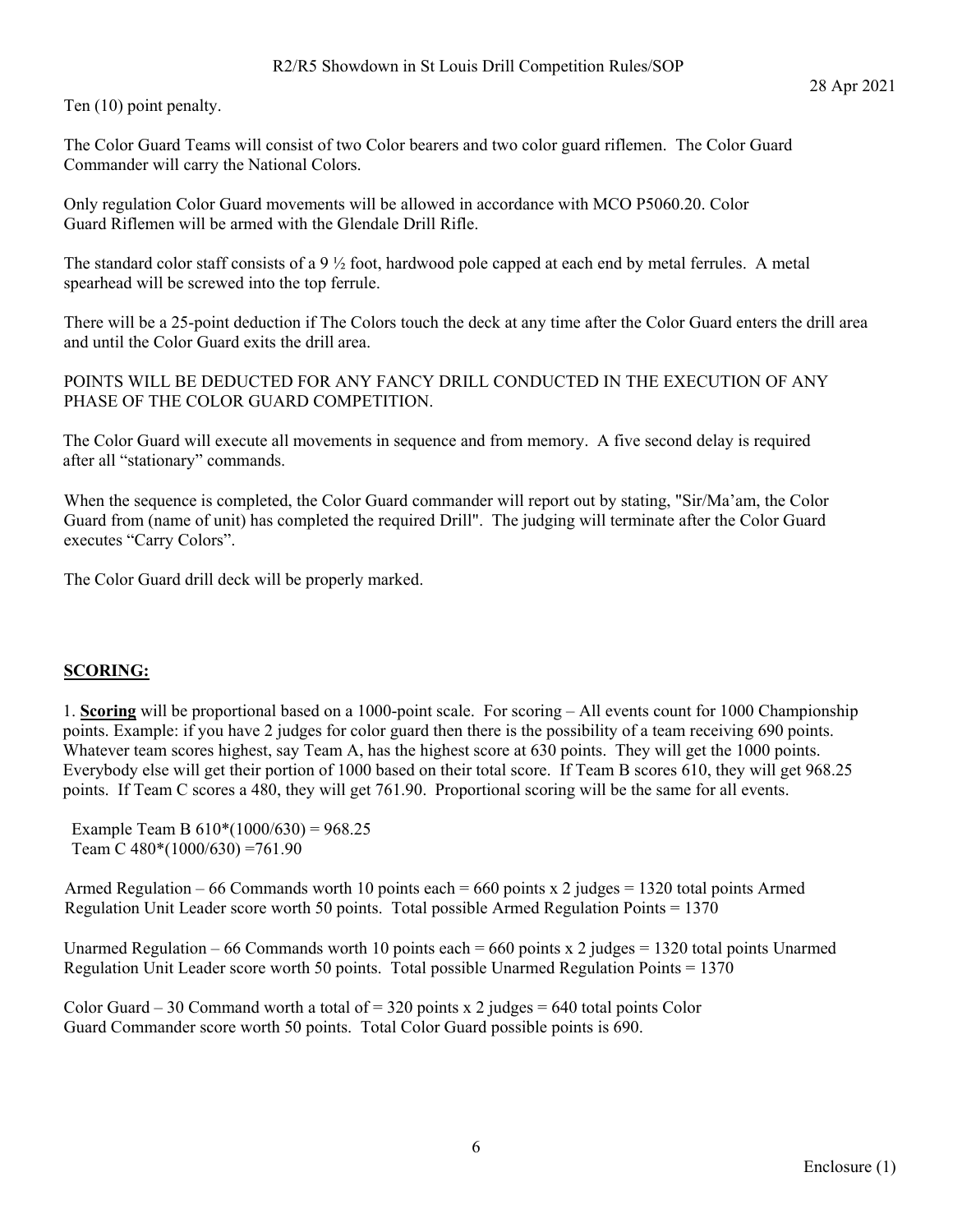Ten (10) point penalty.

The Color Guard Teams will consist of two Color bearers and two color guard riflemen. The Color Guard Commander will carry the National Colors.

Only regulation Color Guard movements will be allowed in accordance with MCO P5060.20. Color Guard Riflemen will be armed with the Glendale Drill Rifle.

The standard color staff consists of a 9 ½ foot, hardwood pole capped at each end by metal ferrules. A metal spearhead will be screwed into the top ferrule.

There will be a 25-point deduction if The Colors touch the deck at any time after the Color Guard enters the drill area and until the Color Guard exits the drill area.

POINTS WILL BE DEDUCTED FOR ANY FANCY DRILL CONDUCTED IN THE EXECUTION OF ANY PHASE OF THE COLOR GUARD COMPETITION.

The Color Guard will execute all movements in sequence and from memory. A five second delay is required after all "stationary" commands.

When the sequence is completed, the Color Guard commander will report out by stating, "Sir/Ma'am, the Color Guard from (name of unit) has completed the required Drill". The judging will terminate after the Color Guard executes "Carry Colors".

The Color Guard drill deck will be properly marked.

## SCORING:

1. **Scoring** will be proportional based on a 1000-point scale. For scoring – All events count for 1000 Championship points. Example: if you have 2 judges for color guard then there is the possibility of a team receiving 690 points. Whatever team scores highest, say Team A, has the highest score at 630 points. They will get the 1000 points. Everybody else will get their portion of 1000 based on their total score. If Team B scores 610, they will get 968.25 points. If Team C scores a 480, they will get 761.90. Proportional scoring will be the same for all events.

Example Team B 610*(1000/630) = 968.25
Team C 480*(1000/630) =761.90

Armed Regulation – 66 Commands worth 10 points each = 660 points x 2 judges = 1320 total points Armed Regulation Unit Leader score worth 50 points. Total possible Armed Regulation Points = 1370

Unarmed Regulation – 66 Commands worth 10 points each = 660 points x 2 judges = 1320 total points Unarmed Regulation Unit Leader score worth 50 points. Total possible Unarmed Regulation Points = 1370

Color Guard – 30 Command worth a total of = 320 points x 2 judges = 640 total points Color Guard Commander score worth 50 points. Total Color Guard possible points is 690.